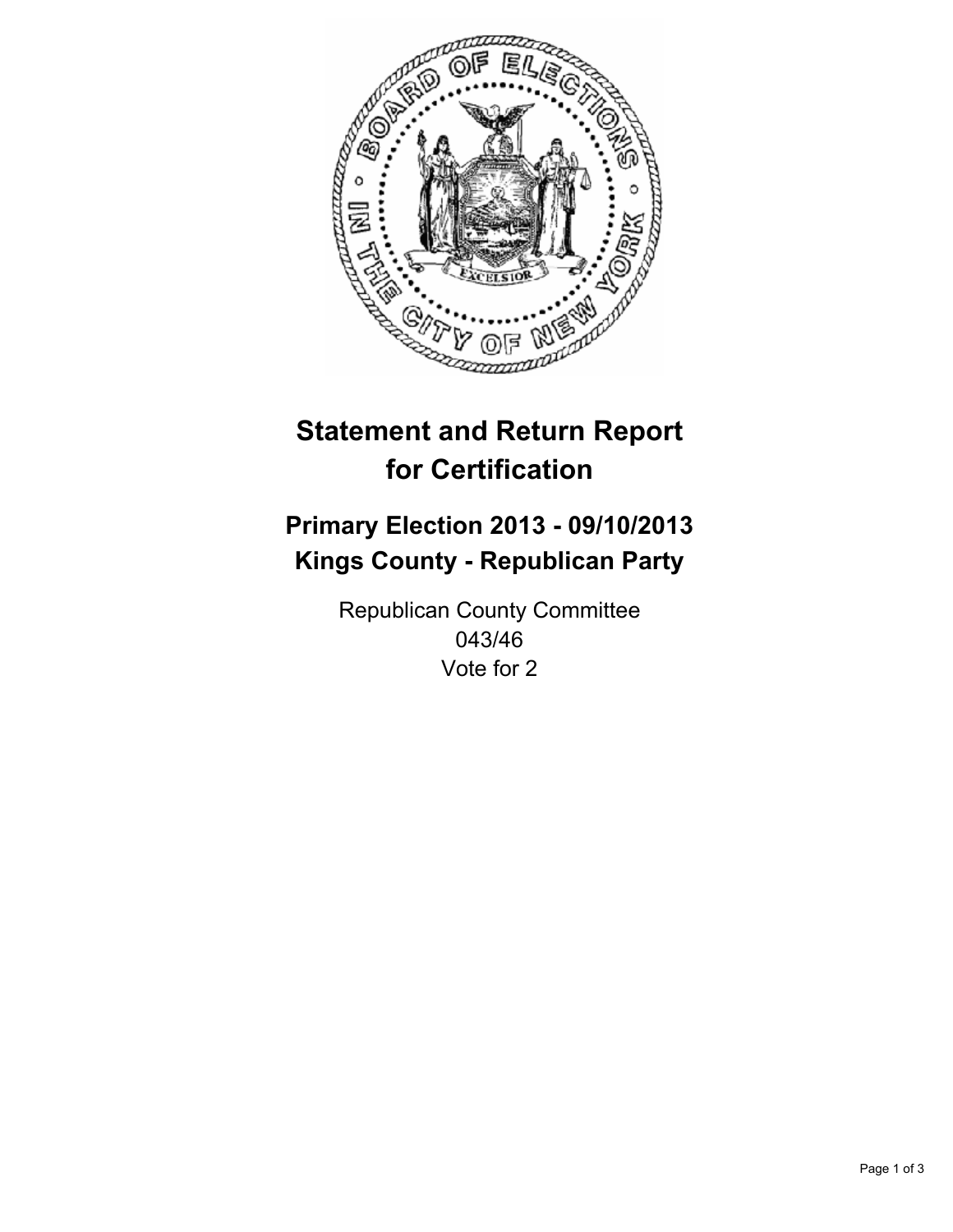# Statement and Return Report for Certification

## Primary Election 2013 - 09/10/2013
## Kings County - Republican Party

Republican County Committee
043/46
Vote for 2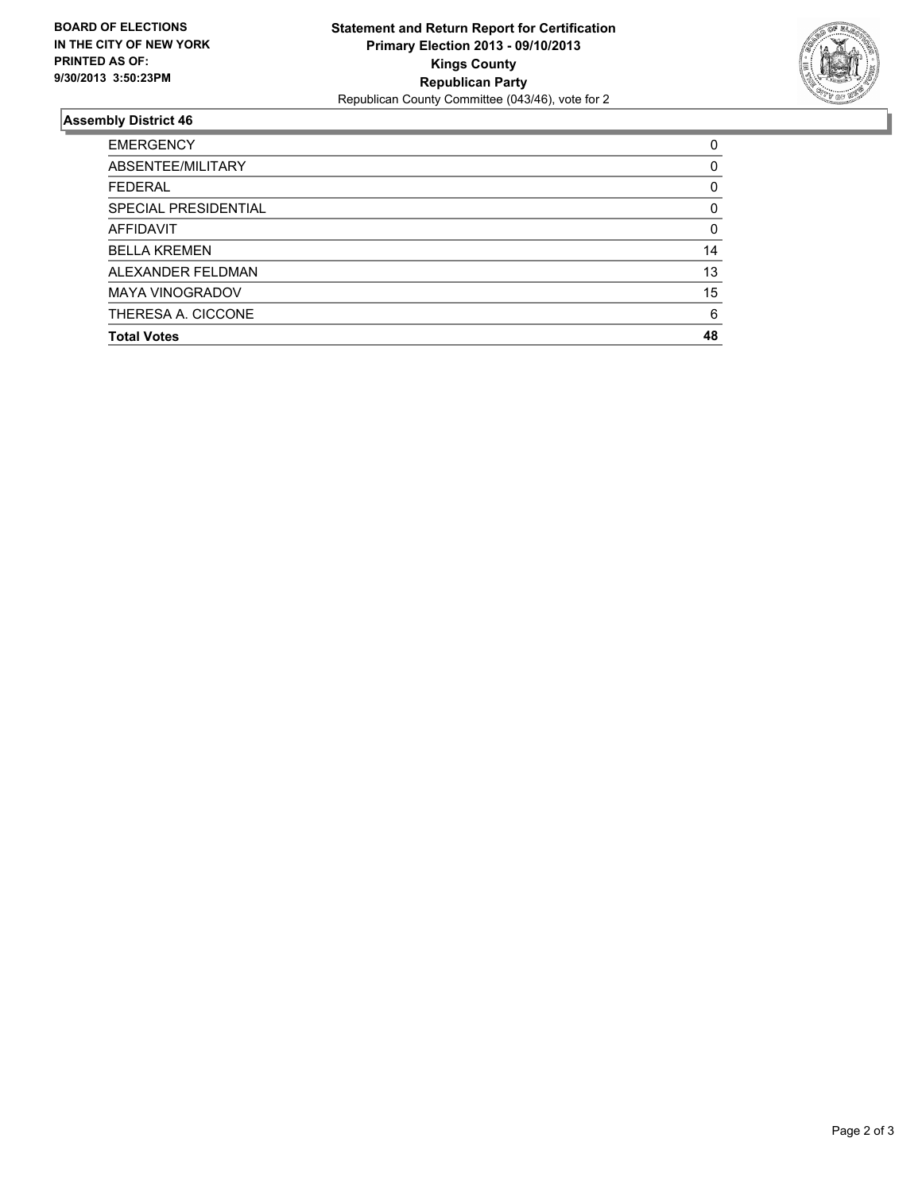**BOARD OF ELECTIONS IN THE CITY OF NEW YORK PRINTED AS OF: 9/30/2013 3:50:23PM**

**Statement and Return Report for Certification**
**Primary Election 2013 - 09/10/2013**
**Kings County**
**Republican Party**
Republican County Committee (043/46), vote for 2

## Assembly District 46

| | |
|---|---|
| EMERGENCY | 0 |
| ABSENTEE/MILITARY | 0 |
| FEDERAL | 0 |
| SPECIAL PRESIDENTIAL | 0 |
| AFFIDAVIT | 0 |
| BELLA KREMEN | 14 |
| ALEXANDER FELDMAN | 13 |
| MAYA VINOGRADOV | 15 |
| THERESA A. CICCONE | 6 |
| **Total Votes** | **48** |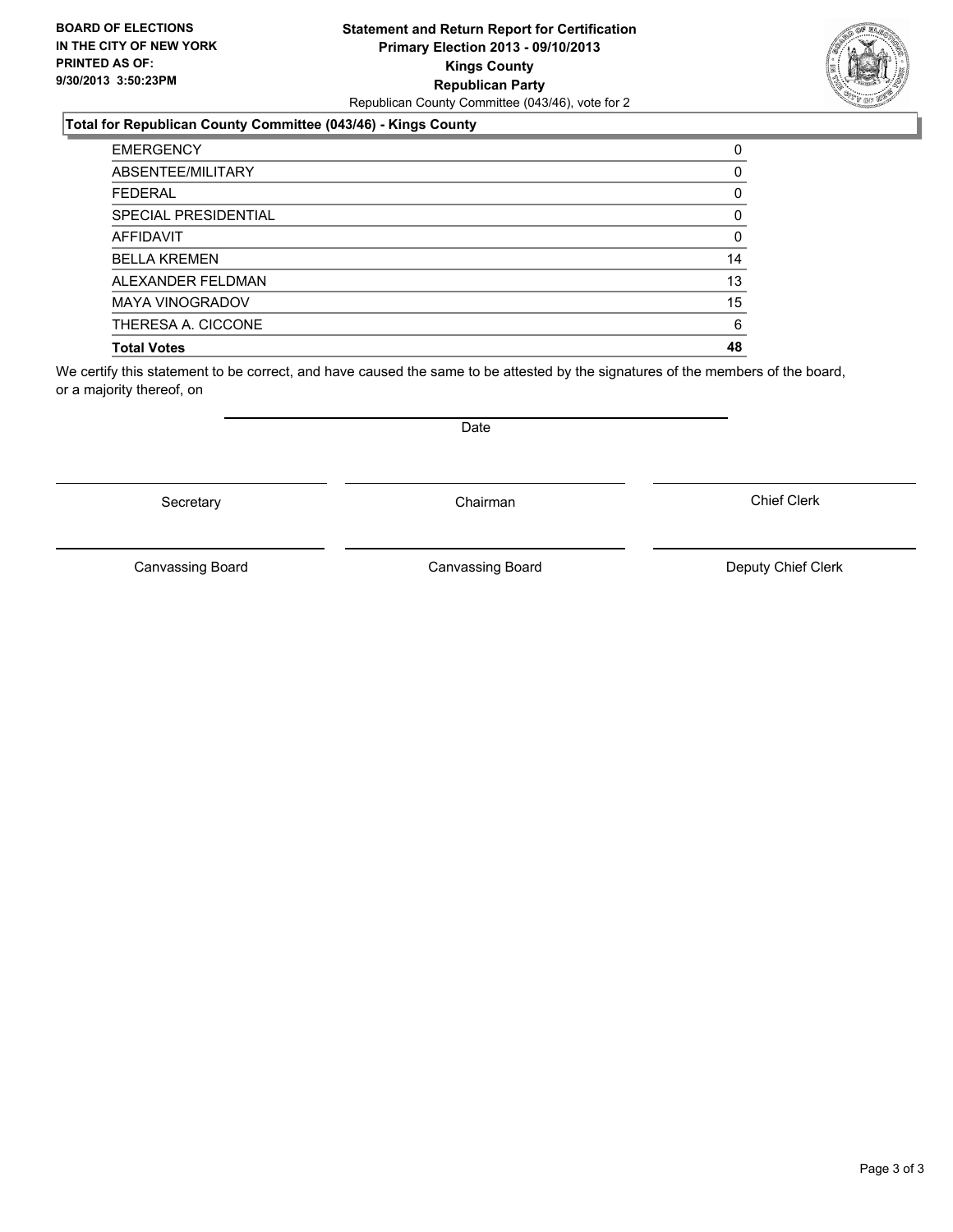**BOARD OF ELECTIONS IN THE CITY OF NEW YORK PRINTED AS OF: 9/30/2013 3:50:23PM**

# Statement and Return Report for Certification
## Primary Election 2013 - 09/10/2013
## Kings County
## Republican Party

Republican County Committee (043/46), vote for 2

### Total for Republican County Committee (043/46) - Kings County

| | |
|---|---|
| EMERGENCY | 0 |
| ABSENTEE/MILITARY | 0 |
| FEDERAL | 0 |
| SPECIAL PRESIDENTIAL | 0 |
| AFFIDAVIT | 0 |
| BELLA KREMEN | 14 |
| ALEXANDER FELDMAN | 13 |
| MAYA VINOGRADOV | 15 |
| THERESA A. CICCONE | 6 |
| **Total Votes** | **48** |

We certify this statement to be correct, and have caused the same to be attested by the signatures of the members of the board, or a majority thereof, on

Date

Secretary

Chairman

Chief Clerk

Canvassing Board

Canvassing Board

Deputy Chief Clerk